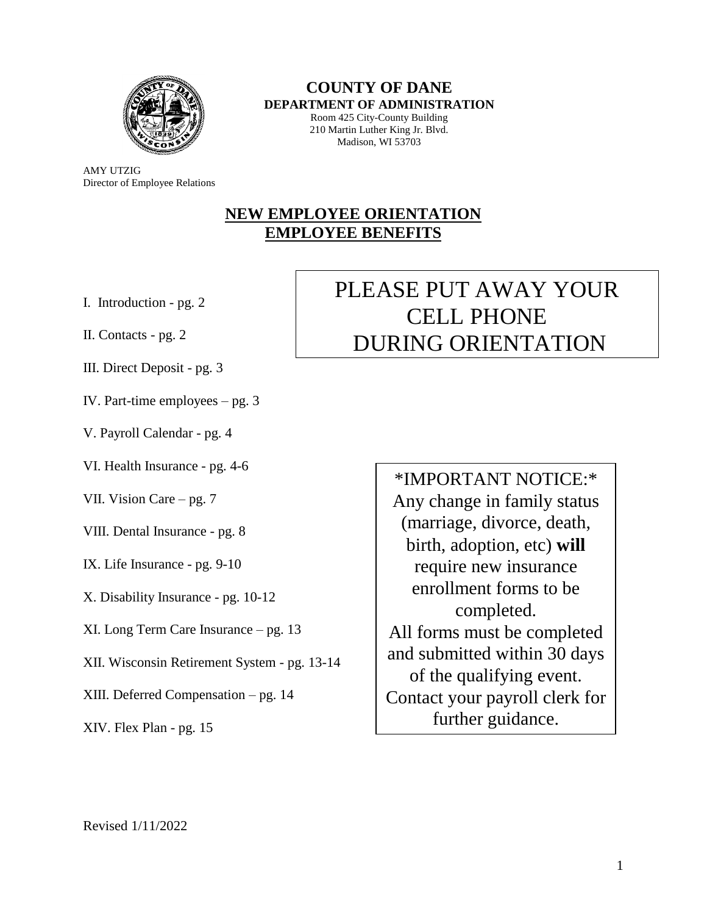**COUNTY OF DANE**
**DEPARTMENT OF ADMINISTRATION**
Room 425 City-County Building
210 Martin Luther King Jr. Blvd.
Madison, WI 53703

AMY UTZIG
Director of Employee Relations

# NEW EMPLOYEE ORIENTATION
# EMPLOYEE BENEFITS

PLEASE PUT AWAY YOUR CELL PHONE DURING ORIENTATION

I. Introduction - pg. 2

II. Contacts - pg. 2

III. Direct Deposit - pg. 3

IV. Part-time employees – pg. 3

V. Payroll Calendar - pg. 4

VI. Health Insurance - pg. 4-6

VII. Vision Care – pg. 7

VIII. Dental Insurance - pg. 8

IX. Life Insurance - pg. 9-10

X. Disability Insurance - pg. 10-12

XI. Long Term Care Insurance – pg. 13

XII. Wisconsin Retirement System - pg. 13-14

XIII. Deferred Compensation – pg. 14

XIV. Flex Plan - pg. 15

*IMPORTANT NOTICE:* Any change in family status (marriage, divorce, death, birth, adoption, etc) **will** require new insurance enrollment forms to be completed. All forms must be completed and submitted within 30 days of the qualifying event. Contact your payroll clerk for further guidance.

Revised 1/11/2022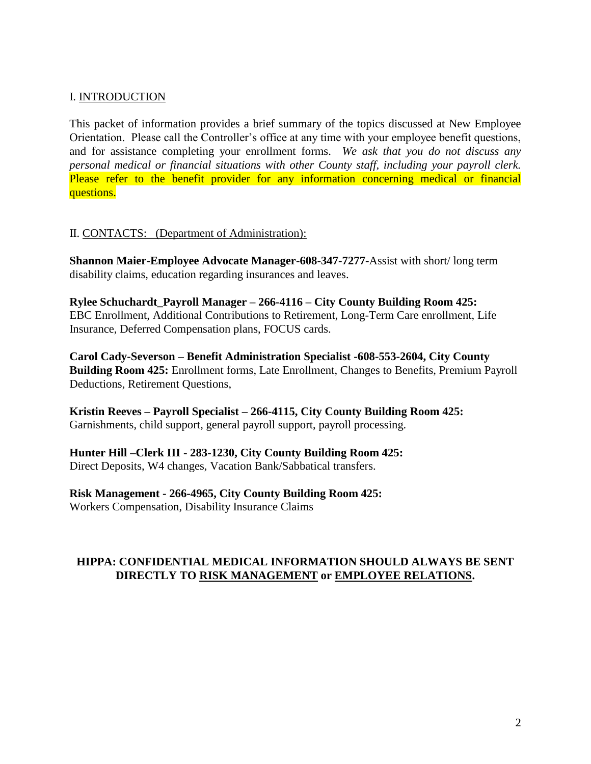## I. <u>INTRODUCTION</u>

This packet of information provides a brief summary of the topics discussed at New Employee Orientation. Please call the Controller's office at any time with your employee benefit questions, and for assistance completing your enrollment forms. *We ask that you do not discuss any personal medical or financial situations with other County staff, including your payroll clerk.* Please refer to the benefit provider for any information concerning medical or financial questions.

## II. <u>CONTACTS: (Department of Administration):</u>

**Shannon Maier-Employee Advocate Manager-608-347-7277-**Assist with short/ long term disability claims, education regarding insurances and leaves.

**Rylee Schuchardt_Payroll Manager – 266-4116 – City County Building Room 425:** EBC Enrollment, Additional Contributions to Retirement, Long-Term Care enrollment, Life Insurance, Deferred Compensation plans, FOCUS cards.

**Carol Cady-Severson – Benefit Administration Specialist -608-553-2604, City County Building Room 425:** Enrollment forms, Late Enrollment, Changes to Benefits, Premium Payroll Deductions, Retirement Questions,

**Kristin Reeves – Payroll Specialist – 266-4115, City County Building Room 425:** Garnishments, child support, general payroll support, payroll processing.

**Hunter Hill –Clerk III - 283-1230, City County Building Room 425:** Direct Deposits, W4 changes, Vacation Bank/Sabbatical transfers.

**Risk Management - 266-4965, City County Building Room 425:** Workers Compensation, Disability Insurance Claims

**HIPPA: CONFIDENTIAL MEDICAL INFORMATION SHOULD ALWAYS BE SENT DIRECTLY TO <u>RISK MANAGEMENT</u> or <u>EMPLOYEE RELATIONS</u>.**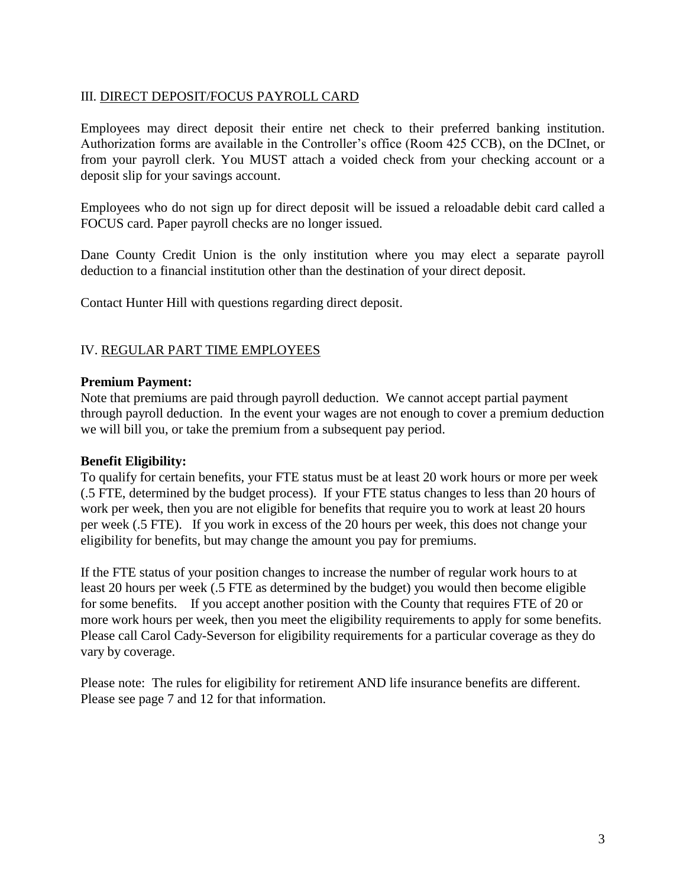## III. DIRECT DEPOSIT/FOCUS PAYROLL CARD

Employees may direct deposit their entire net check to their preferred banking institution. Authorization forms are available in the Controller's office (Room 425 CCB), on the DCInet, or from your payroll clerk. You MUST attach a voided check from your checking account or a deposit slip for your savings account.

Employees who do not sign up for direct deposit will be issued a reloadable debit card called a FOCUS card. Paper payroll checks are no longer issued.

Dane County Credit Union is the only institution where you may elect a separate payroll deduction to a financial institution other than the destination of your direct deposit.

Contact Hunter Hill with questions regarding direct deposit.

## IV. REGULAR PART TIME EMPLOYEES

**Premium Payment:**
Note that premiums are paid through payroll deduction. We cannot accept partial payment through payroll deduction. In the event your wages are not enough to cover a premium deduction we will bill you, or take the premium from a subsequent pay period.

**Benefit Eligibility:**
To qualify for certain benefits, your FTE status must be at least 20 work hours or more per week (.5 FTE, determined by the budget process). If your FTE status changes to less than 20 hours of work per week, then you are not eligible for benefits that require you to work at least 20 hours per week (.5 FTE). If you work in excess of the 20 hours per week, this does not change your eligibility for benefits, but may change the amount you pay for premiums.

If the FTE status of your position changes to increase the number of regular work hours to at least 20 hours per week (.5 FTE as determined by the budget) you would then become eligible for some benefits. If you accept another position with the County that requires FTE of 20 or more work hours per week, then you meet the eligibility requirements to apply for some benefits. Please call Carol Cady-Severson for eligibility requirements for a particular coverage as they do vary by coverage.

Please note: The rules for eligibility for retirement AND life insurance benefits are different. Please see page 7 and 12 for that information.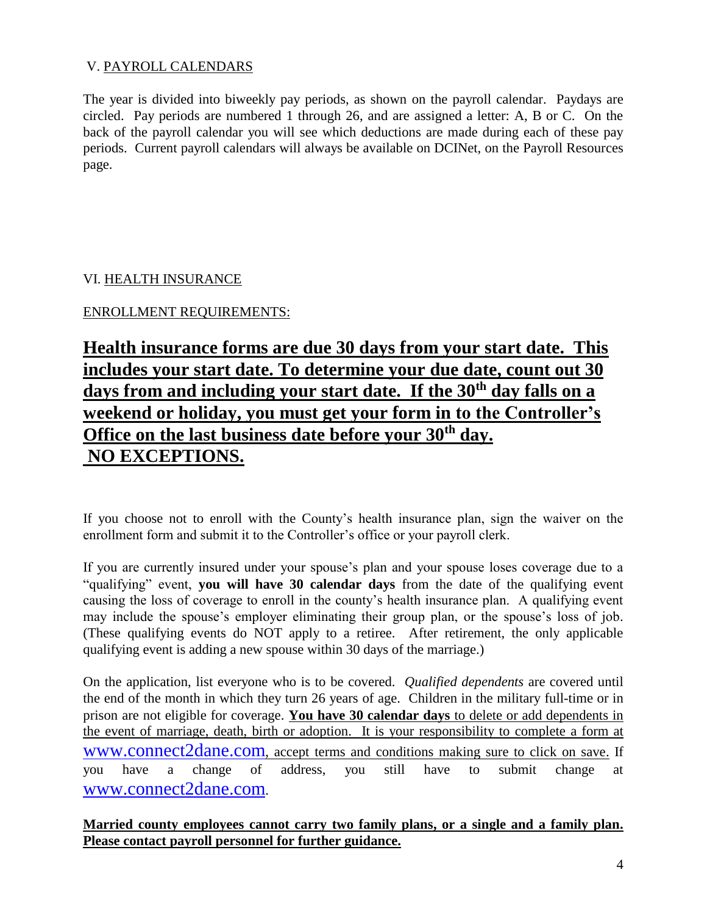## V. PAYROLL CALENDARS

The year is divided into biweekly pay periods, as shown on the payroll calendar. Paydays are circled. Pay periods are numbered 1 through 26, and are assigned a letter: A, B or C. On the back of the payroll calendar you will see which deductions are made during each of these pay periods. Current payroll calendars will always be available on DCINet, on the Payroll Resources page.

## VI. HEALTH INSURANCE

ENROLLMENT REQUIREMENTS:

**Health insurance forms are due 30 days from your start date. This includes your start date. To determine your due date, count out 30 days from and including your start date. If the 30th day falls on a weekend or holiday, you must get your form in to the Controller's Office on the last business date before your 30th day. NO EXCEPTIONS.**

If you choose not to enroll with the County's health insurance plan, sign the waiver on the enrollment form and submit it to the Controller's office or your payroll clerk.

If you are currently insured under your spouse's plan and your spouse loses coverage due to a "qualifying" event, **you will have 30 calendar days** from the date of the qualifying event causing the loss of coverage to enroll in the county's health insurance plan. A qualifying event may include the spouse's employer eliminating their group plan, or the spouse's loss of job. (These qualifying events do NOT apply to a retiree. After retirement, the only applicable qualifying event is adding a new spouse within 30 days of the marriage.)

On the application, list everyone who is to be covered. *Qualified dependents* are covered until the end of the month in which they turn 26 years of age. Children in the military full-time or in prison are not eligible for coverage. **You have 30 calendar days** to delete or add dependents in the event of marriage, death, birth or adoption. It is your responsibility to complete a form at www.connect2dane.com, accept terms and conditions making sure to click on save. If you have a change of address, you still have to submit change at www.connect2dane.com.

**Married county employees cannot carry two family plans, or a single and a family plan. Please contact payroll personnel for further guidance.**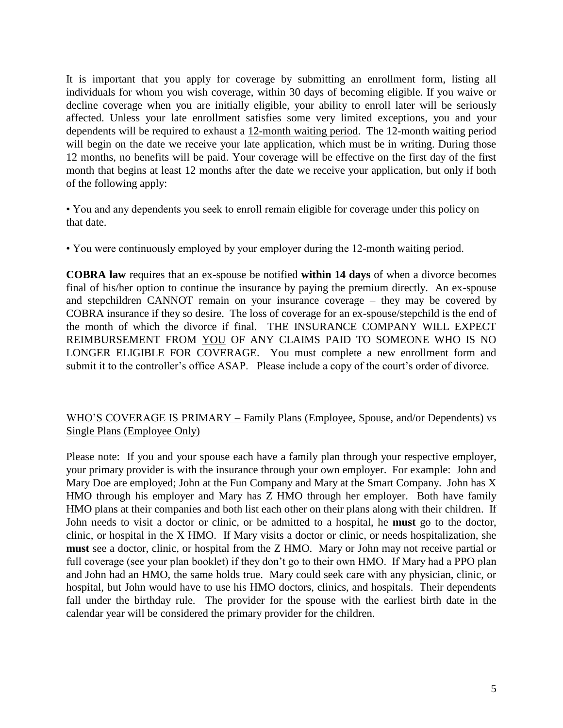It is important that you apply for coverage by submitting an enrollment form, listing all individuals for whom you wish coverage, within 30 days of becoming eligible. If you waive or decline coverage when you are initially eligible, your ability to enroll later will be seriously affected. Unless your late enrollment satisfies some very limited exceptions, you and your dependents will be required to exhaust a <u>12-month waiting period</u>. The 12-month waiting period will begin on the date we receive your late application, which must be in writing. During those 12 months, no benefits will be paid. Your coverage will be effective on the first day of the first month that begins at least 12 months after the date we receive your application, but only if both of the following apply:

- You and any dependents you seek to enroll remain eligible for coverage under this policy on that date.

- You were continuously employed by your employer during the 12-month waiting period.

**COBRA law** requires that an ex-spouse be notified **within 14 days** of when a divorce becomes final of his/her option to continue the insurance by paying the premium directly. An ex-spouse and stepchildren CANNOT remain on your insurance coverage – they may be covered by COBRA insurance if they so desire. The loss of coverage for an ex-spouse/stepchild is the end of the month of which the divorce if final. THE INSURANCE COMPANY WILL EXPECT REIMBURSEMENT FROM <u>YOU</u> OF ANY CLAIMS PAID TO SOMEONE WHO IS NO LONGER ELIGIBLE FOR COVERAGE. You must complete a new enrollment form and submit it to the controller's office ASAP. Please include a copy of the court's order of divorce.

<u>WHO'S COVERAGE IS PRIMARY – Family Plans (Employee, Spouse, and/or Dependents) vs Single Plans (Employee Only)</u>

Please note: If you and your spouse each have a family plan through your respective employer, your primary provider is with the insurance through your own employer. For example: John and Mary Doe are employed; John at the Fun Company and Mary at the Smart Company. John has X HMO through his employer and Mary has Z HMO through her employer. Both have family HMO plans at their companies and both list each other on their plans along with their children. If John needs to visit a doctor or clinic, or be admitted to a hospital, he **must** go to the doctor, clinic, or hospital in the X HMO. If Mary visits a doctor or clinic, or needs hospitalization, she **must** see a doctor, clinic, or hospital from the Z HMO. Mary or John may not receive partial or full coverage (see your plan booklet) if they don't go to their own HMO. If Mary had a PPO plan and John had an HMO, the same holds true. Mary could seek care with any physician, clinic, or hospital, but John would have to use his HMO doctors, clinics, and hospitals. Their dependents fall under the birthday rule. The provider for the spouse with the earliest birth date in the calendar year will be considered the primary provider for the children.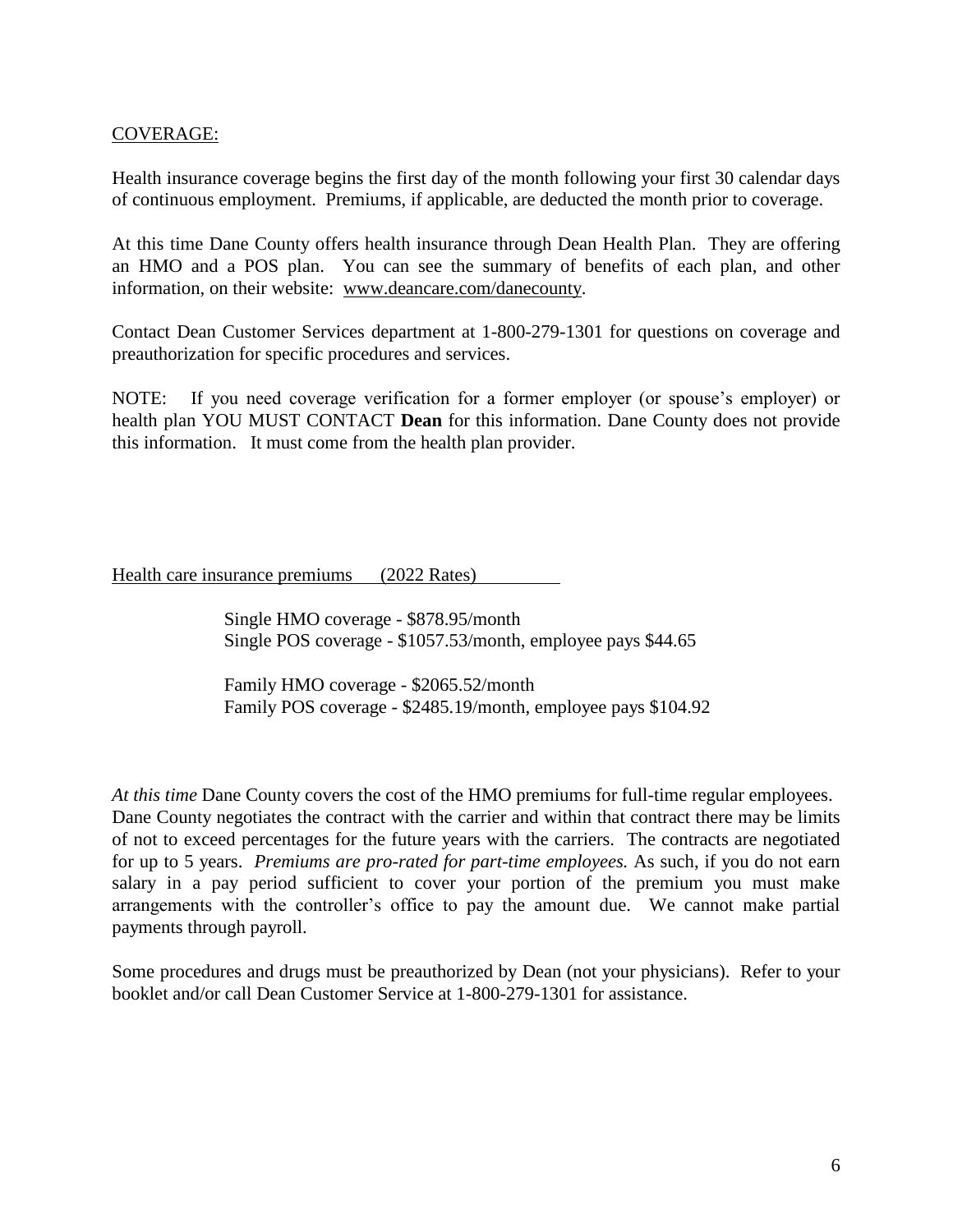## COVERAGE:

Health insurance coverage begins the first day of the month following your first 30 calendar days of continuous employment. Premiums, if applicable, are deducted the month prior to coverage.

At this time Dane County offers health insurance through Dean Health Plan. They are offering an HMO and a POS plan. You can see the summary of benefits of each plan, and other information, on their website: www.deancare.com/danecounty.

Contact Dean Customer Services department at 1-800-279-1301 for questions on coverage and preauthorization for specific procedures and services.

NOTE: If you need coverage verification for a former employer (or spouse's employer) or health plan YOU MUST CONTACT **Dean** for this information. Dane County does not provide this information. It must come from the health plan provider.

### Health care insurance premiums (2022 Rates)

Single HMO coverage - $878.95/month
Single POS coverage - $1057.53/month, employee pays $44.65

Family HMO coverage - $2065.52/month
Family POS coverage - $2485.19/month, employee pays $104.92

*At this time* Dane County covers the cost of the HMO premiums for full-time regular employees. Dane County negotiates the contract with the carrier and within that contract there may be limits of not to exceed percentages for the future years with the carriers. The contracts are negotiated for up to 5 years. *Premiums are pro-rated for part-time employees.* As such, if you do not earn salary in a pay period sufficient to cover your portion of the premium you must make arrangements with the controller's office to pay the amount due. We cannot make partial payments through payroll.

Some procedures and drugs must be preauthorized by Dean (not your physicians). Refer to your booklet and/or call Dean Customer Service at 1-800-279-1301 for assistance.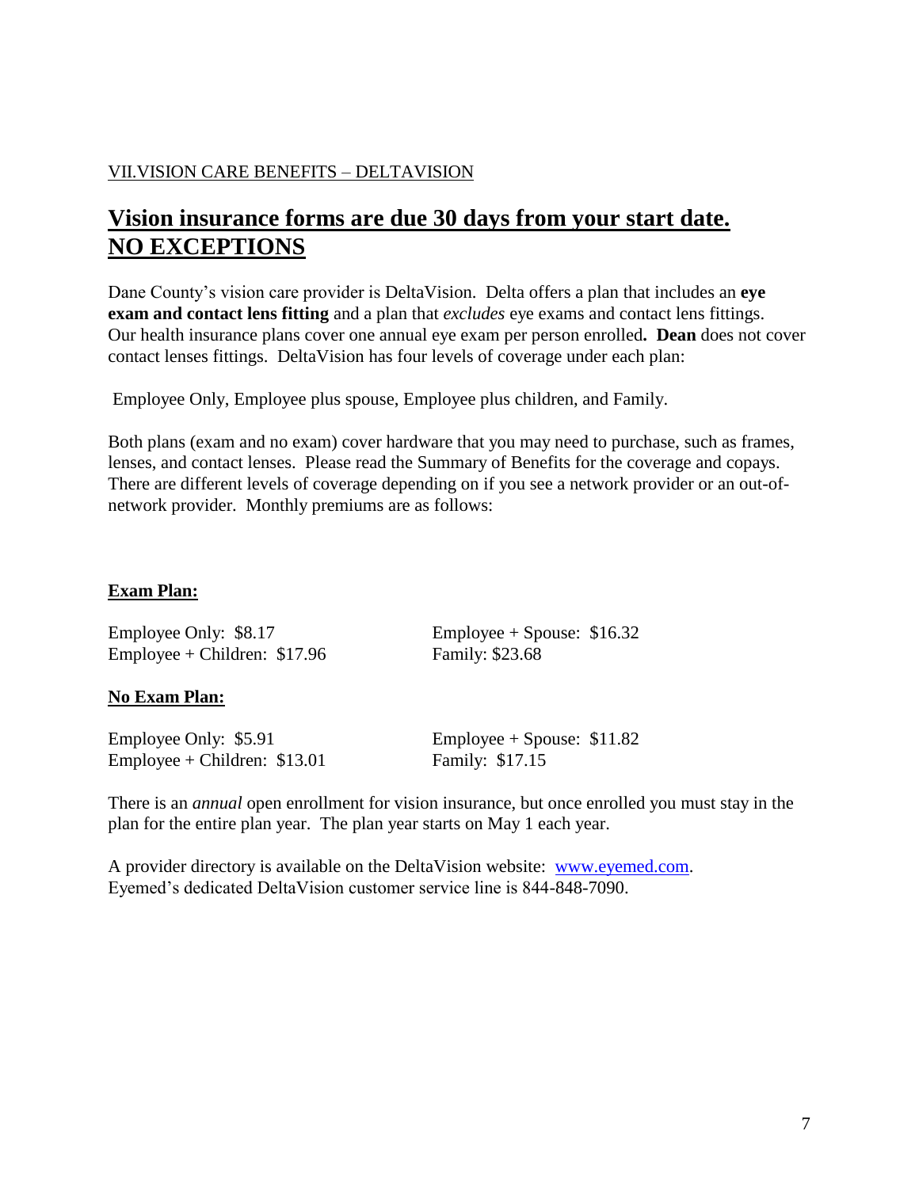## VII. VISION CARE BENEFITS – DELTAVISION

# Vision insurance forms are due 30 days from your start date. NO EXCEPTIONS

Dane County's vision care provider is DeltaVision. Delta offers a plan that includes an **eye exam and contact lens fitting** and a plan that *excludes* eye exams and contact lens fittings. Our health insurance plans cover one annual eye exam per person enrolled**. Dean** does not cover contact lenses fittings. DeltaVision has four levels of coverage under each plan:

Employee Only, Employee plus spouse, Employee plus children, and Family.

Both plans (exam and no exam) cover hardware that you may need to purchase, such as frames, lenses, and contact lenses. Please read the Summary of Benefits for the coverage and copays. There are different levels of coverage depending on if you see a network provider or an out-of-network provider. Monthly premiums are as follows:

**Exam Plan:**

Employee Only: $8.17
Employee + Spouse: $16.32
Employee + Children: $17.96
Family: $23.68

**No Exam Plan:**

Employee Only: $5.91
Employee + Spouse: $11.82
Employee + Children: $13.01
Family: $17.15

There is an *annual* open enrollment for vision insurance, but once enrolled you must stay in the plan for the entire plan year. The plan year starts on May 1 each year.

A provider directory is available on the DeltaVision website: www.eyemed.com.
Eyemed's dedicated DeltaVision customer service line is 844-848-7090.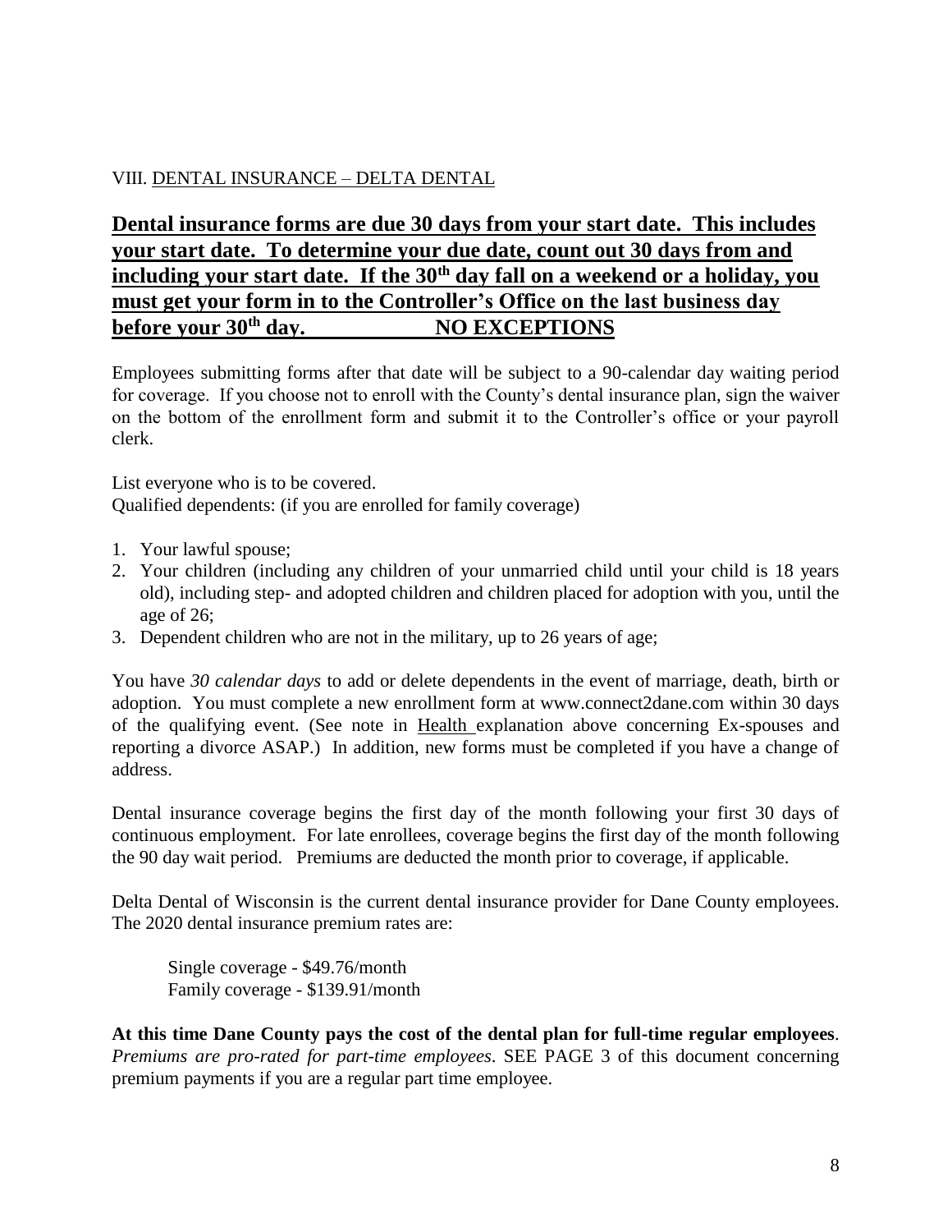## VIII. DENTAL INSURANCE – DELTA DENTAL

**Dental insurance forms are due 30 days from your start date. This includes your start date. To determine your due date, count out 30 days from and including your start date. If the 30th day fall on a weekend or a holiday, you must get your form in to the Controller's Office on the last business day before your 30th day. NO EXCEPTIONS**

Employees submitting forms after that date will be subject to a 90-calendar day waiting period for coverage. If you choose not to enroll with the County's dental insurance plan, sign the waiver on the bottom of the enrollment form and submit it to the Controller's office or your payroll clerk.

List everyone who is to be covered.
Qualified dependents: (if you are enrolled for family coverage)

1. Your lawful spouse;
2. Your children (including any children of your unmarried child until your child is 18 years old), including step- and adopted children and children placed for adoption with you, until the age of 26;
3. Dependent children who are not in the military, up to 26 years of age;

You have *30 calendar days* to add or delete dependents in the event of marriage, death, birth or adoption. You must complete a new enrollment form at www.connect2dane.com within 30 days of the qualifying event. (See note in Health explanation above concerning Ex-spouses and reporting a divorce ASAP.) In addition, new forms must be completed if you have a change of address.

Dental insurance coverage begins the first day of the month following your first 30 days of continuous employment. For late enrollees, coverage begins the first day of the month following the 90 day wait period. Premiums are deducted the month prior to coverage, if applicable.

Delta Dental of Wisconsin is the current dental insurance provider for Dane County employees. The 2020 dental insurance premium rates are:

Single coverage - $49.76/month
Family coverage - $139.91/month

**At this time Dane County pays the cost of the dental plan for full-time regular employees**. *Premiums are pro-rated for part-time employees*. SEE PAGE 3 of this document concerning premium payments if you are a regular part time employee.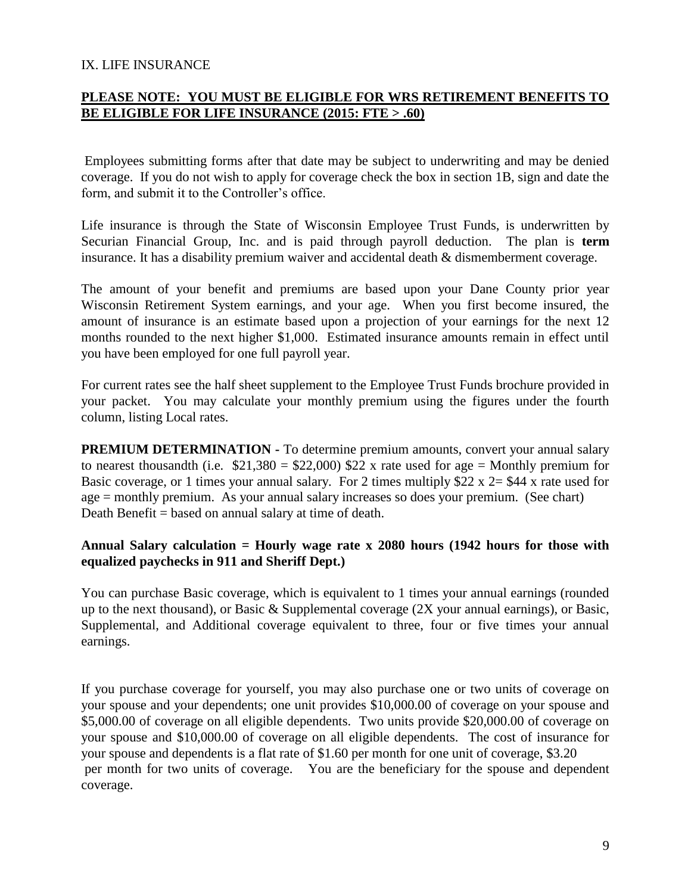## IX. LIFE INSURANCE

**<u>PLEASE NOTE: YOU MUST BE ELIGIBLE FOR WRS RETIREMENT BENEFITS TO BE ELIGIBLE FOR LIFE INSURANCE (2015: FTE > .60)</u>**

Employees submitting forms after that date may be subject to underwriting and may be denied coverage. If you do not wish to apply for coverage check the box in section 1B, sign and date the form, and submit it to the Controller's office.

Life insurance is through the State of Wisconsin Employee Trust Funds, is underwritten by Securian Financial Group, Inc. and is paid through payroll deduction. The plan is **term** insurance. It has a disability premium waiver and accidental death & dismemberment coverage.

The amount of your benefit and premiums are based upon your Dane County prior year Wisconsin Retirement System earnings, and your age. When you first become insured, the amount of insurance is an estimate based upon a projection of your earnings for the next 12 months rounded to the next higher $1,000. Estimated insurance amounts remain in effect until you have been employed for one full payroll year.

For current rates see the half sheet supplement to the Employee Trust Funds brochure provided in your packet. You may calculate your monthly premium using the figures under the fourth column, listing Local rates.

**PREMIUM DETERMINATION -** To determine premium amounts, convert your annual salary to nearest thousandth (i.e. $21,380 = $22,000) $22 x rate used for age = Monthly premium for Basic coverage, or 1 times your annual salary. For 2 times multiply $22 x 2= $44 x rate used for age = monthly premium. As your annual salary increases so does your premium. (See chart)
Death Benefit = based on annual salary at time of death.

**Annual Salary calculation = Hourly wage rate x 2080 hours (1942 hours for those with equalized paychecks in 911 and Sheriff Dept.)**

You can purchase Basic coverage, which is equivalent to 1 times your annual earnings (rounded up to the next thousand), or Basic & Supplemental coverage (2X your annual earnings), or Basic, Supplemental, and Additional coverage equivalent to three, four or five times your annual earnings.

If you purchase coverage for yourself, you may also purchase one or two units of coverage on your spouse and your dependents; one unit provides $10,000.00 of coverage on your spouse and $5,000.00 of coverage on all eligible dependents. Two units provide $20,000.00 of coverage on your spouse and $10,000.00 of coverage on all eligible dependents. The cost of insurance for your spouse and dependents is a flat rate of $1.60 per month for one unit of coverage, $3.20 per month for two units of coverage. You are the beneficiary for the spouse and dependent coverage.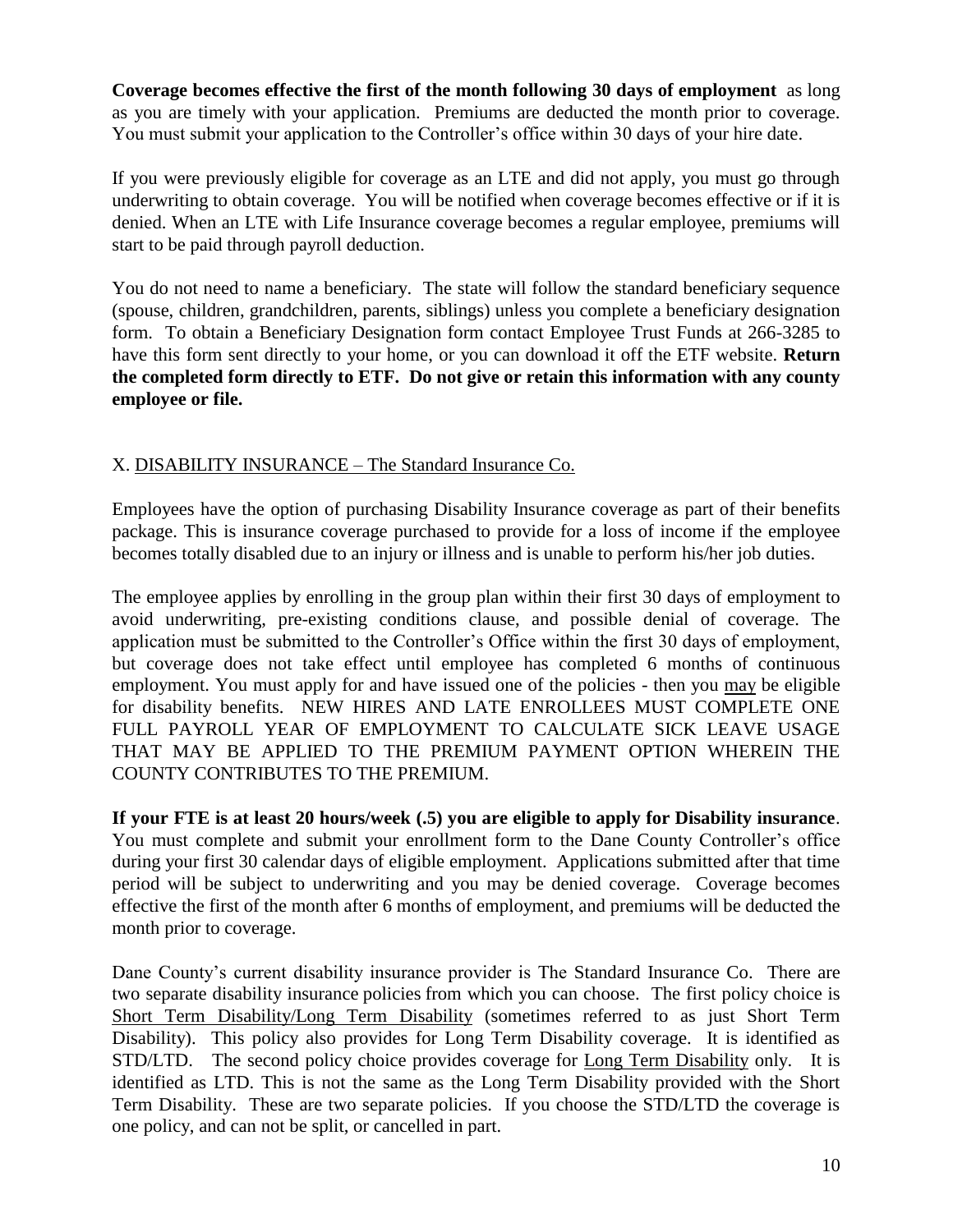**Coverage becomes effective the first of the month following 30 days of employment** as long as you are timely with your application. Premiums are deducted the month prior to coverage. You must submit your application to the Controller's office within 30 days of your hire date.

If you were previously eligible for coverage as an LTE and did not apply, you must go through underwriting to obtain coverage. You will be notified when coverage becomes effective or if it is denied. When an LTE with Life Insurance coverage becomes a regular employee, premiums will start to be paid through payroll deduction.

You do not need to name a beneficiary. The state will follow the standard beneficiary sequence (spouse, children, grandchildren, parents, siblings) unless you complete a beneficiary designation form. To obtain a Beneficiary Designation form contact Employee Trust Funds at 266-3285 to have this form sent directly to your home, or you can download it off the ETF website. **Return the completed form directly to ETF. Do not give or retain this information with any county employee or file.**

## X. DISABILITY INSURANCE – The Standard Insurance Co.

Employees have the option of purchasing Disability Insurance coverage as part of their benefits package. This is insurance coverage purchased to provide for a loss of income if the employee becomes totally disabled due to an injury or illness and is unable to perform his/her job duties.

The employee applies by enrolling in the group plan within their first 30 days of employment to avoid underwriting, pre-existing conditions clause, and possible denial of coverage. The application must be submitted to the Controller's Office within the first 30 days of employment, but coverage does not take effect until employee has completed 6 months of continuous employment. You must apply for and have issued one of the policies - then you may be eligible for disability benefits. NEW HIRES AND LATE ENROLLEES MUST COMPLETE ONE FULL PAYROLL YEAR OF EMPLOYMENT TO CALCULATE SICK LEAVE USAGE THAT MAY BE APPLIED TO THE PREMIUM PAYMENT OPTION WHEREIN THE COUNTY CONTRIBUTES TO THE PREMIUM.

**If your FTE is at least 20 hours/week (.5) you are eligible to apply for Disability insurance**. You must complete and submit your enrollment form to the Dane County Controller's office during your first 30 calendar days of eligible employment. Applications submitted after that time period will be subject to underwriting and you may be denied coverage. Coverage becomes effective the first of the month after 6 months of employment, and premiums will be deducted the month prior to coverage.

Dane County's current disability insurance provider is The Standard Insurance Co. There are two separate disability insurance policies from which you can choose. The first policy choice is Short Term Disability/Long Term Disability (sometimes referred to as just Short Term Disability). This policy also provides for Long Term Disability coverage. It is identified as STD/LTD. The second policy choice provides coverage for Long Term Disability only. It is identified as LTD. This is not the same as the Long Term Disability provided with the Short Term Disability. These are two separate policies. If you choose the STD/LTD the coverage is one policy, and can not be split, or cancelled in part.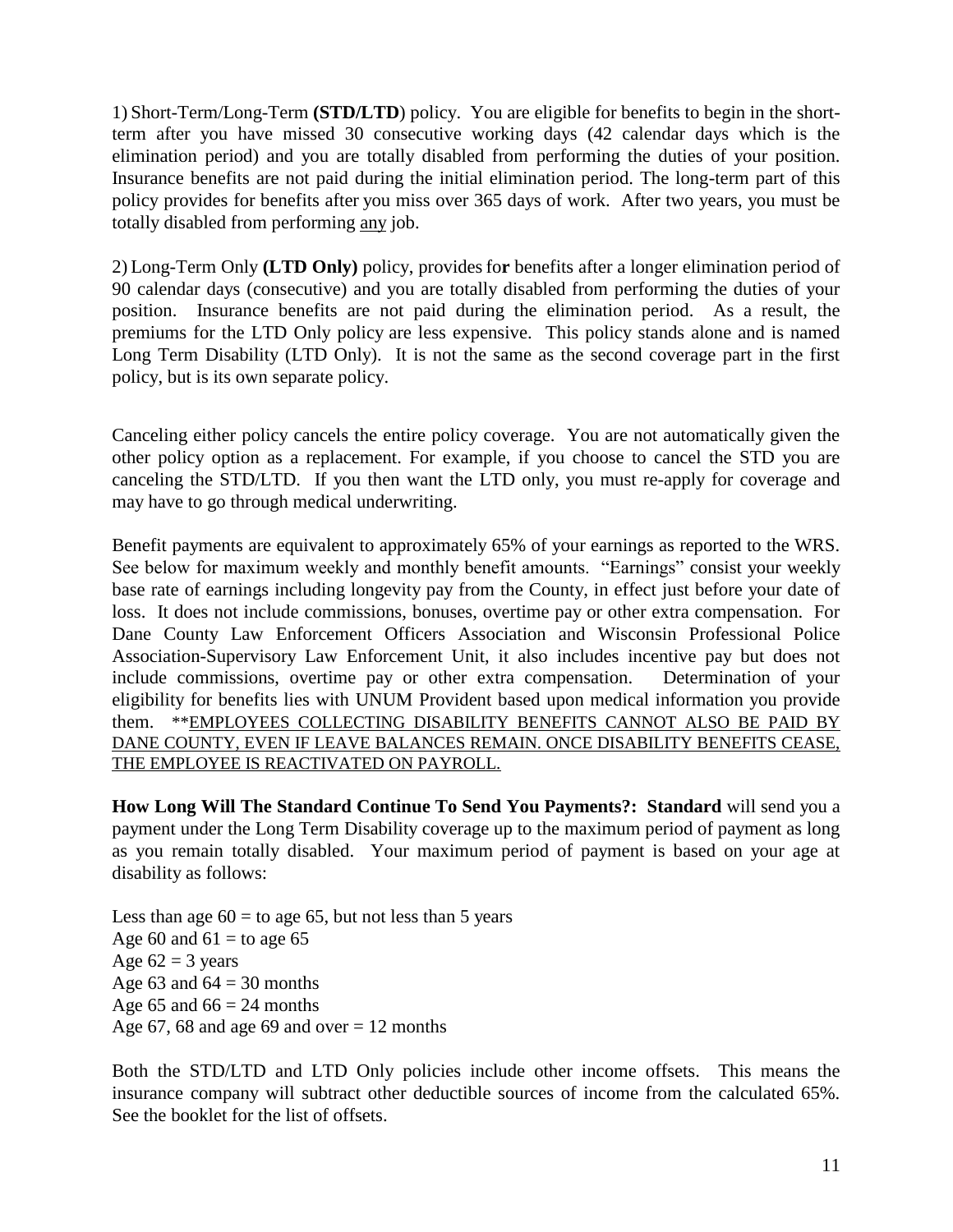1) Short-Term/Long-Term **(STD/LTD**) policy. You are eligible for benefits to begin in the short-term after you have missed 30 consecutive working days (42 calendar days which is the elimination period) and you are totally disabled from performing the duties of your position. Insurance benefits are not paid during the initial elimination period. The long-term part of this policy provides for benefits after you miss over 365 days of work. After two years, you must be totally disabled from performing <u>any</u> job.

2) Long-Term Only **(LTD Only)** policy, provides fo**r** benefits after a longer elimination period of 90 calendar days (consecutive) and you are totally disabled from performing the duties of your position. Insurance benefits are not paid during the elimination period. As a result, the premiums for the LTD Only policy are less expensive. This policy stands alone and is named Long Term Disability (LTD Only). It is not the same as the second coverage part in the first policy, but is its own separate policy.

Canceling either policy cancels the entire policy coverage. You are not automatically given the other policy option as a replacement. For example, if you choose to cancel the STD you are canceling the STD/LTD. If you then want the LTD only, you must re-apply for coverage and may have to go through medical underwriting.

Benefit payments are equivalent to approximately 65% of your earnings as reported to the WRS. See below for maximum weekly and monthly benefit amounts. "Earnings" consist your weekly base rate of earnings including longevity pay from the County, in effect just before your date of loss. It does not include commissions, bonuses, overtime pay or other extra compensation. For Dane County Law Enforcement Officers Association and Wisconsin Professional Police Association-Supervisory Law Enforcement Unit, it also includes incentive pay but does not include commissions, overtime pay or other extra compensation. Determination of your eligibility for benefits lies with UNUM Provident based upon medical information you provide them. **<u>EMPLOYEES COLLECTING DISABILITY BENEFITS CANNOT ALSO BE PAID BY DANE COUNTY, EVEN IF LEAVE BALANCES REMAIN. ONCE DISABILITY BENEFITS CEASE, THE EMPLOYEE IS REACTIVATED ON PAYROLL.</u>

**How Long Will The Standard Continue To Send You Payments?: Standard** will send you a payment under the Long Term Disability coverage up to the maximum period of payment as long as you remain totally disabled. Your maximum period of payment is based on your age at disability as follows:

Less than age 60 = to age 65, but not less than 5 years
Age 60 and 61 = to age 65
Age 62 = 3 years
Age 63 and 64 = 30 months
Age 65 and 66 = 24 months
Age 67, 68 and age 69 and over = 12 months

Both the STD/LTD and LTD Only policies include other income offsets. This means the insurance company will subtract other deductible sources of income from the calculated 65%. See the booklet for the list of offsets.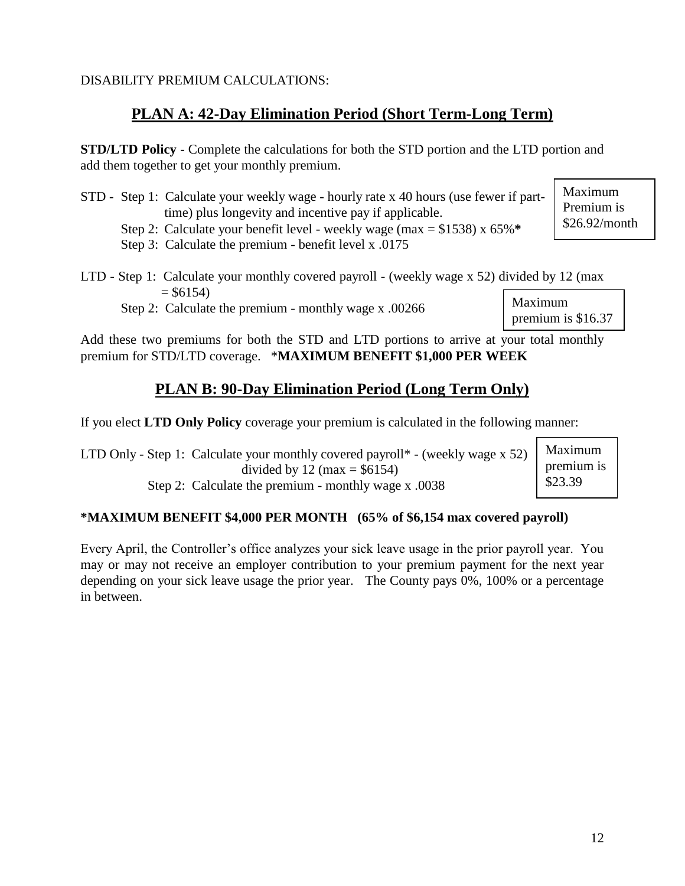DISABILITY PREMIUM CALCULATIONS:

## PLAN A: 42-Day Elimination Period (Short Term-Long Term)

**STD/LTD Policy** - Complete the calculations for both the STD portion and the LTD portion and add them together to get your monthly premium.

STD - Step 1: Calculate your weekly wage - hourly rate x 40 hours (use fewer if part-time) plus longevity and incentive pay if applicable.
Step 2: Calculate your benefit level - weekly wage (max = $1538) x 65%**\***
Step 3: Calculate the premium - benefit level x .0175

Maximum Premium is $26.92/month

LTD - Step 1: Calculate your monthly covered payroll - (weekly wage x 52) divided by 12 (max = $6154)
Step 2: Calculate the premium - monthly wage x .00266

Maximum premium is $16.37

Add these two premiums for both the STD and LTD portions to arrive at your total monthly premium for STD/LTD coverage. \***MAXIMUM BENEFIT $1,000 PER WEEK**

## PLAN B: 90-Day Elimination Period (Long Term Only)

If you elect **LTD Only Policy** coverage your premium is calculated in the following manner:

LTD Only - Step 1: Calculate your monthly covered payroll* - (weekly wage x 52) divided by 12 (max = $6154)
Step 2: Calculate the premium - monthly wage x .0038

Maximum premium is $23.39

**\*MAXIMUM BENEFIT $4,000 PER MONTH (65% of $6,154 max covered payroll)**

Every April, the Controller's office analyzes your sick leave usage in the prior payroll year. You may or may not receive an employer contribution to your premium payment for the next year depending on your sick leave usage the prior year. The County pays 0%, 100% or a percentage in between.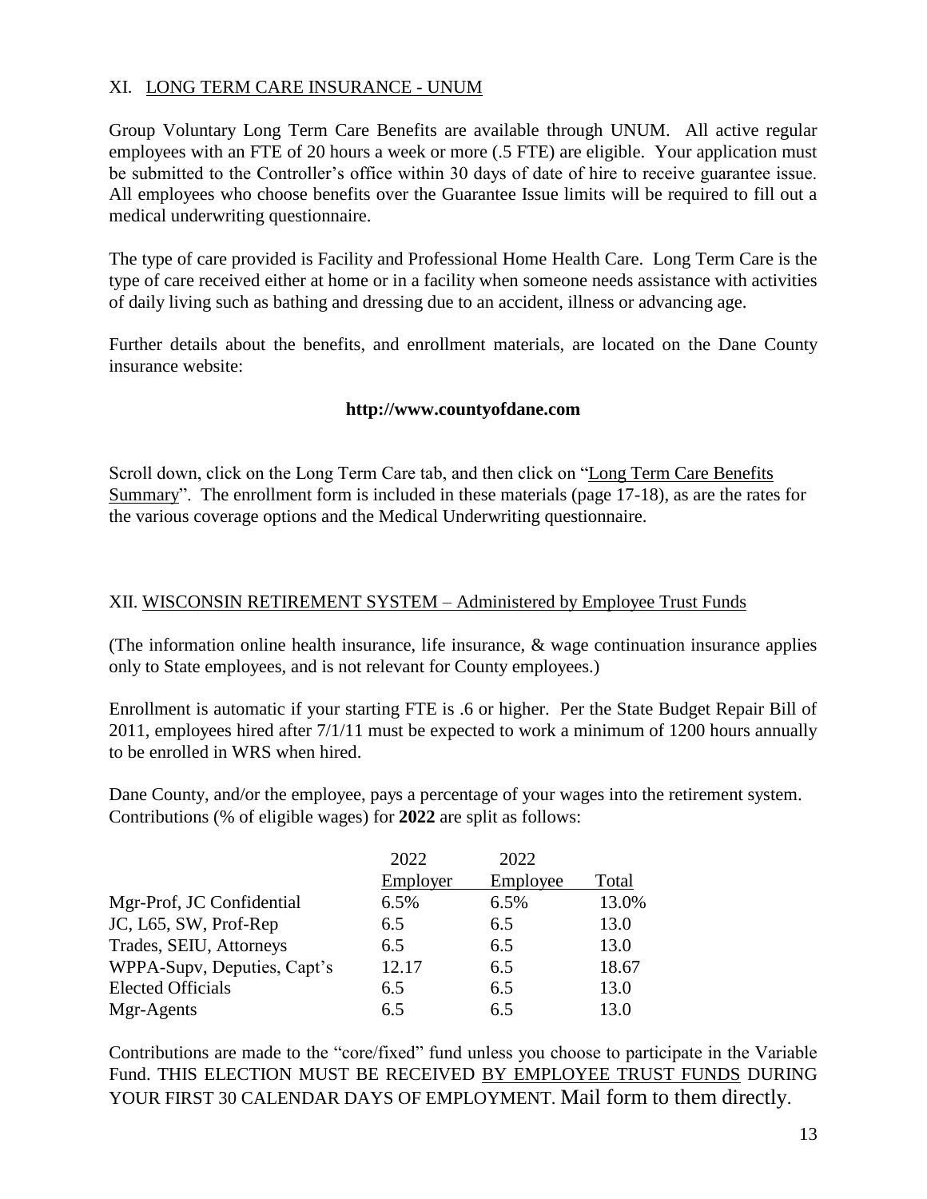## XI. LONG TERM CARE INSURANCE - UNUM

Group Voluntary Long Term Care Benefits are available through UNUM. All active regular employees with an FTE of 20 hours a week or more (.5 FTE) are eligible. Your application must be submitted to the Controller's office within 30 days of date of hire to receive guarantee issue. All employees who choose benefits over the Guarantee Issue limits will be required to fill out a medical underwriting questionnaire.

The type of care provided is Facility and Professional Home Health Care. Long Term Care is the type of care received either at home or in a facility when someone needs assistance with activities of daily living such as bathing and dressing due to an accident, illness or advancing age.

Further details about the benefits, and enrollment materials, are located on the Dane County insurance website:

**http://www.countyofdane.com**

Scroll down, click on the Long Term Care tab, and then click on "Long Term Care Benefits Summary". The enrollment form is included in these materials (page 17-18), as are the rates for the various coverage options and the Medical Underwriting questionnaire.

## XII. WISCONSIN RETIREMENT SYSTEM – Administered by Employee Trust Funds

(The information online health insurance, life insurance, & wage continuation insurance applies only to State employees, and is not relevant for County employees.)

Enrollment is automatic if your starting FTE is .6 or higher. Per the State Budget Repair Bill of 2011, employees hired after 7/1/11 must be expected to work a minimum of 1200 hours annually to be enrolled in WRS when hired.

Dane County, and/or the employee, pays a percentage of your wages into the retirement system. Contributions (% of eligible wages) for **2022** are split as follows:

| | 2022 Employer | 2022 Employee | Total |
|---|---|---|---|
| Mgr-Prof, JC Confidential | 6.5% | 6.5% | 13.0% |
| JC, L65, SW, Prof-Rep | 6.5 | 6.5 | 13.0 |
| Trades, SEIU, Attorneys | 6.5 | 6.5 | 13.0 |
| WPPA-Supv, Deputies, Capt's | 12.17 | 6.5 | 18.67 |
| Elected Officials | 6.5 | 6.5 | 13.0 |
| Mgr-Agents | 6.5 | 6.5 | 13.0 |

Contributions are made to the "core/fixed" fund unless you choose to participate in the Variable Fund. THIS ELECTION MUST BE RECEIVED BY EMPLOYEE TRUST FUNDS DURING YOUR FIRST 30 CALENDAR DAYS OF EMPLOYMENT. Mail form to them directly.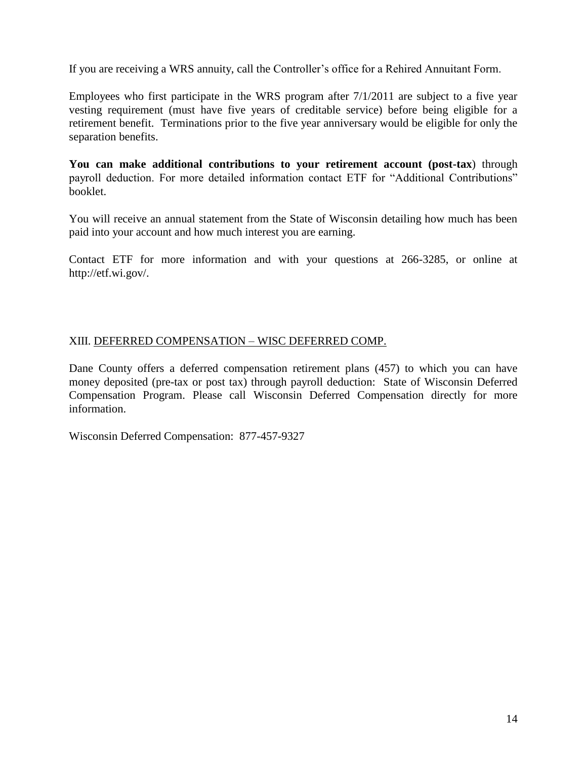If you are receiving a WRS annuity, call the Controller's office for a Rehired Annuitant Form.

Employees who first participate in the WRS program after 7/1/2011 are subject to a five year vesting requirement (must have five years of creditable service) before being eligible for a retirement benefit. Terminations prior to the five year anniversary would be eligible for only the separation benefits.

**You can make additional contributions to your retirement account (post-tax**) through payroll deduction. For more detailed information contact ETF for "Additional Contributions" booklet.

You will receive an annual statement from the State of Wisconsin detailing how much has been paid into your account and how much interest you are earning.

Contact ETF for more information and with your questions at 266-3285, or online at http://etf.wi.gov/.

## XIII. DEFERRED COMPENSATION – WISC DEFERRED COMP.

Dane County offers a deferred compensation retirement plans (457) to which you can have money deposited (pre-tax or post tax) through payroll deduction: State of Wisconsin Deferred Compensation Program. Please call Wisconsin Deferred Compensation directly for more information.

Wisconsin Deferred Compensation: 877-457-9327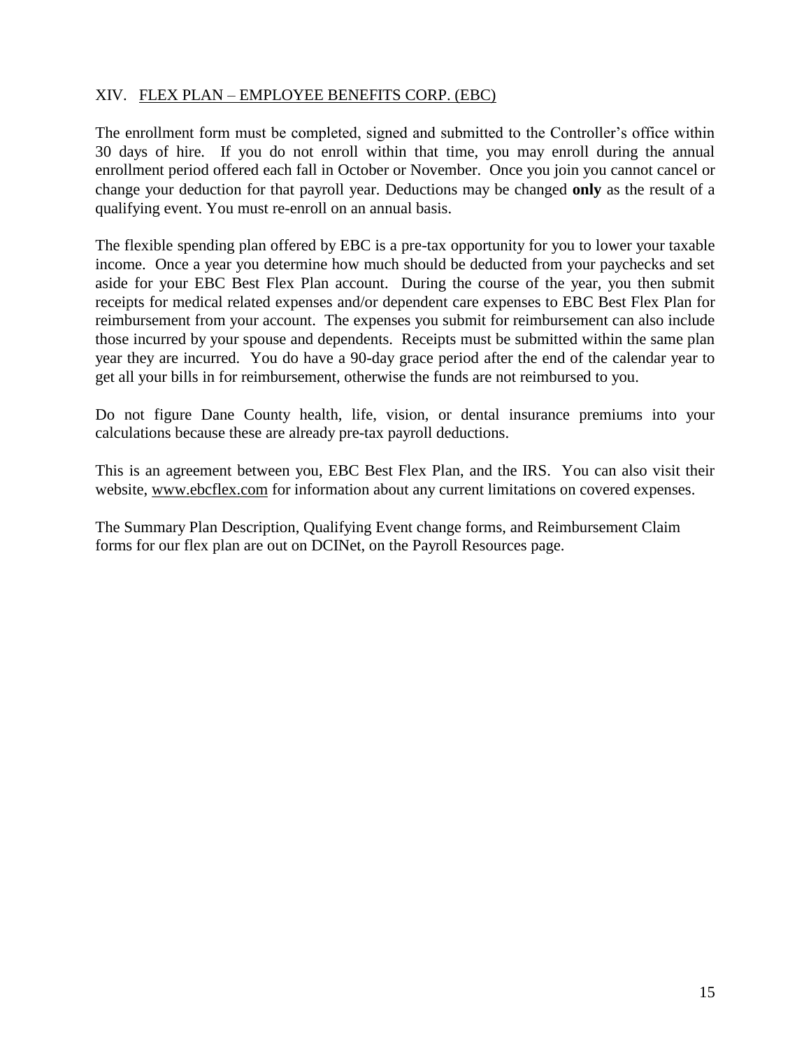## XIV. FLEX PLAN – EMPLOYEE BENEFITS CORP. (EBC)

The enrollment form must be completed, signed and submitted to the Controller's office within 30 days of hire. If you do not enroll within that time, you may enroll during the annual enrollment period offered each fall in October or November. Once you join you cannot cancel or change your deduction for that payroll year. Deductions may be changed **only** as the result of a qualifying event. You must re-enroll on an annual basis.

The flexible spending plan offered by EBC is a pre-tax opportunity for you to lower your taxable income. Once a year you determine how much should be deducted from your paychecks and set aside for your EBC Best Flex Plan account. During the course of the year, you then submit receipts for medical related expenses and/or dependent care expenses to EBC Best Flex Plan for reimbursement from your account. The expenses you submit for reimbursement can also include those incurred by your spouse and dependents. Receipts must be submitted within the same plan year they are incurred. You do have a 90-day grace period after the end of the calendar year to get all your bills in for reimbursement, otherwise the funds are not reimbursed to you.

Do not figure Dane County health, life, vision, or dental insurance premiums into your calculations because these are already pre-tax payroll deductions.

This is an agreement between you, EBC Best Flex Plan, and the IRS. You can also visit their website, www.ebcflex.com for information about any current limitations on covered expenses.

The Summary Plan Description, Qualifying Event change forms, and Reimbursement Claim forms for our flex plan are out on DCINet, on the Payroll Resources page.